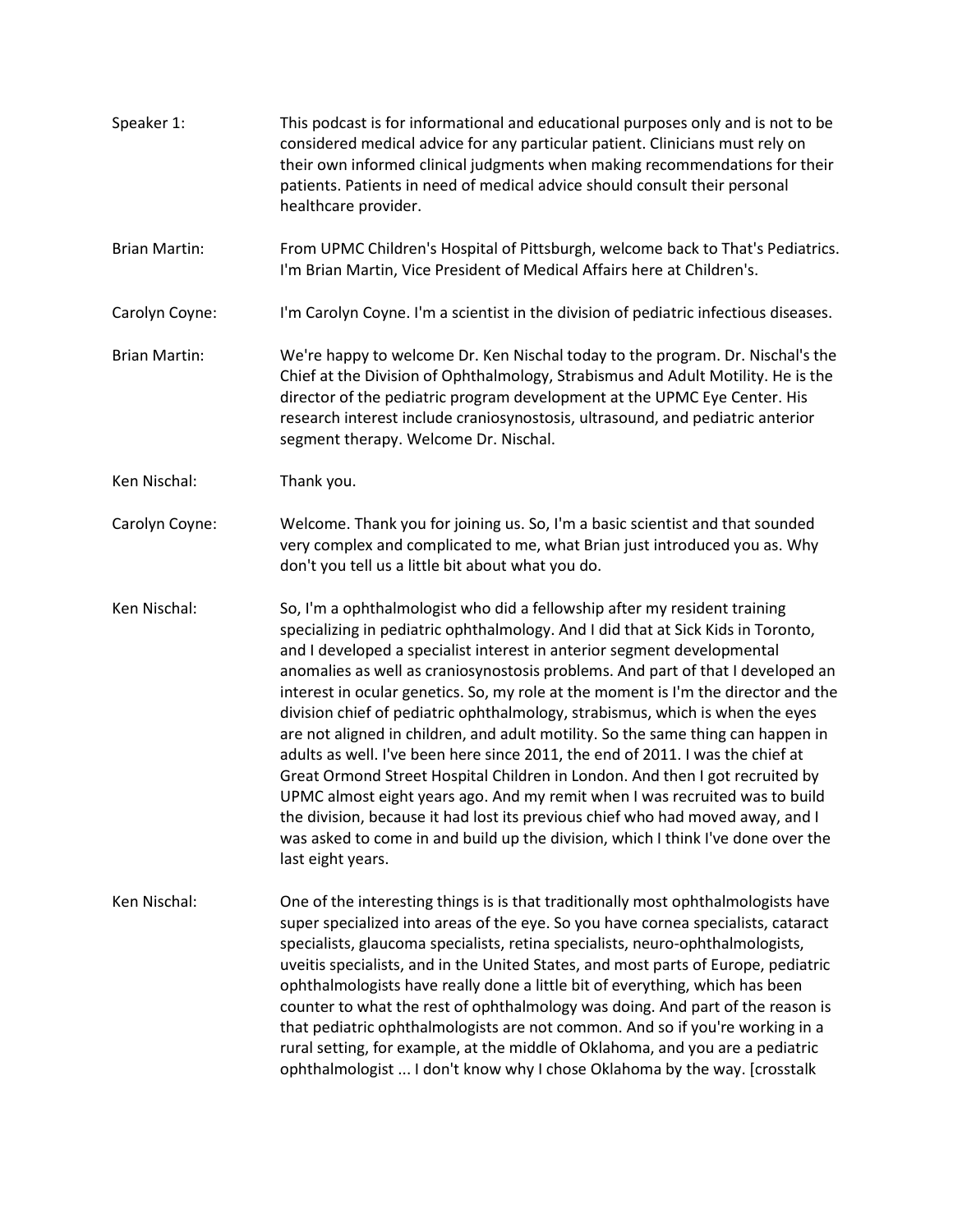Speaker 1: This podcast is for informational and educational purposes only and is not to be considered medical advice for any particular patient. Clinicians must rely on their own informed clinical judgments when making recommendations for their patients. Patients in need of medical advice should consult their personal healthcare provider.

Brian Martin: From UPMC Children's Hospital of Pittsburgh, welcome back to That's Pediatrics. I'm Brian Martin, Vice President of Medical Affairs here at Children's.

Carolyn Coyne: I'm Carolyn Coyne. I'm a scientist in the division of pediatric infectious diseases.

Brian Martin: We're happy to welcome Dr. Ken Nischal today to the program. Dr. Nischal's the Chief at the Division of Ophthalmology, Strabismus and Adult Motility. He is the director of the pediatric program development at the UPMC Eye Center. His research interest include craniosynostosis, ultrasound, and pediatric anterior segment therapy. Welcome Dr. Nischal.

Ken Nischal: Thank you.

Carolyn Coyne: Welcome. Thank you for joining us. So, I'm a basic scientist and that sounded very complex and complicated to me, what Brian just introduced you as. Why don't you tell us a little bit about what you do.

Ken Nischal: So, I'm a ophthalmologist who did a fellowship after my resident training specializing in pediatric ophthalmology. And I did that at Sick Kids in Toronto, and I developed a specialist interest in anterior segment developmental anomalies as well as craniosynostosis problems. And part of that I developed an interest in ocular genetics. So, my role at the moment is I'm the director and the division chief of pediatric ophthalmology, strabismus, which is when the eyes are not aligned in children, and adult motility. So the same thing can happen in adults as well. I've been here since 2011, the end of 2011. I was the chief at Great Ormond Street Hospital Children in London. And then I got recruited by UPMC almost eight years ago. And my remit when I was recruited was to build the division, because it had lost its previous chief who had moved away, and I was asked to come in and build up the division, which I think I've done over the last eight years.

Ken Nischal: One of the interesting things is is that traditionally most ophthalmologists have super specialized into areas of the eye. So you have cornea specialists, cataract specialists, glaucoma specialists, retina specialists, neuro-ophthalmologists, uveitis specialists, and in the United States, and most parts of Europe, pediatric ophthalmologists have really done a little bit of everything, which has been counter to what the rest of ophthalmology was doing. And part of the reason is that pediatric ophthalmologists are not common. And so if you're working in a rural setting, for example, at the middle of Oklahoma, and you are a pediatric ophthalmologist ... I don't know why I chose Oklahoma by the way. [crosstalk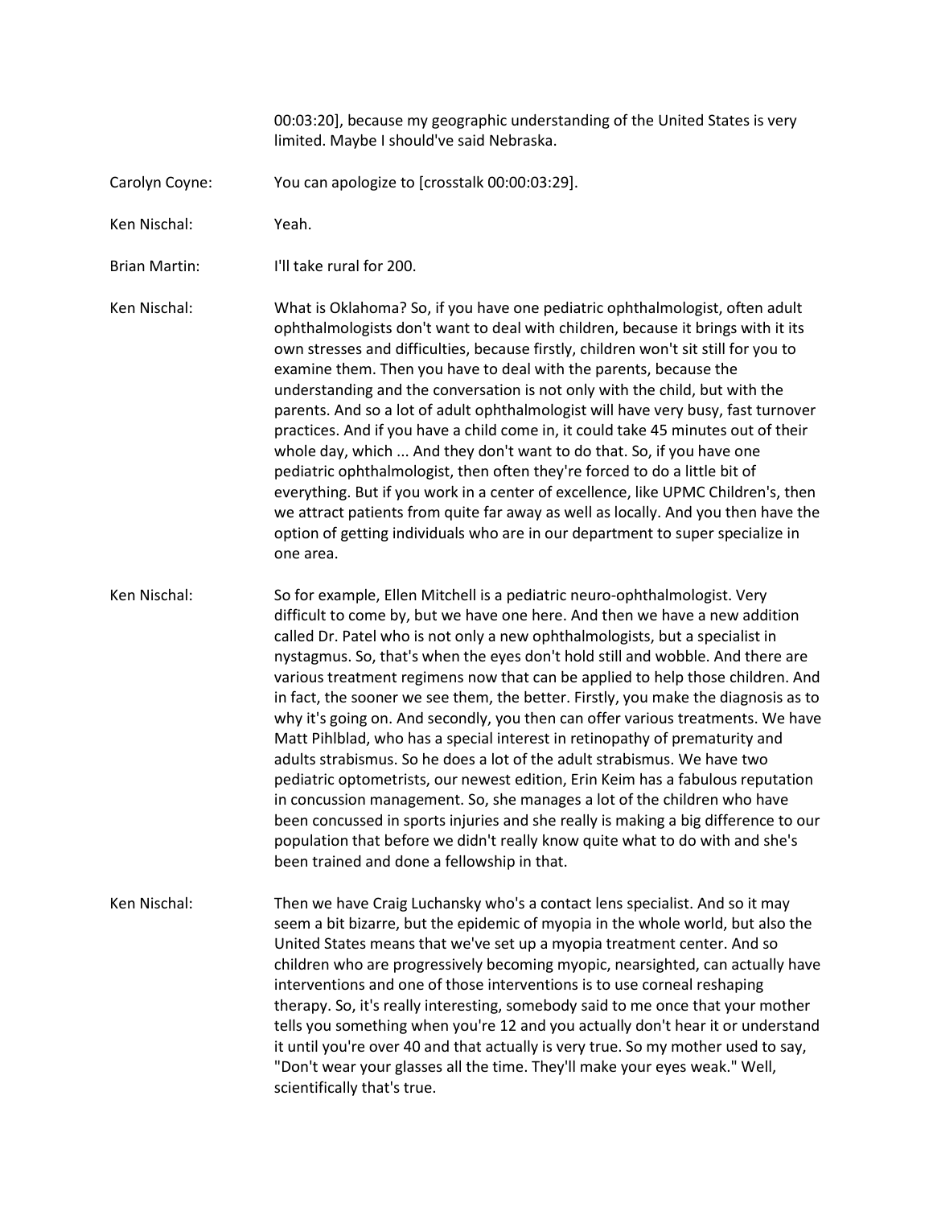00:03:20], because my geographic understanding of the United States is very limited. Maybe I should've said Nebraska.

Carolyn Coyne: You can apologize to [crosstalk 00:00:03:29].

Ken Nischal: Yeah.

Brian Martin: I'll take rural for 200.

Ken Nischal: What is Oklahoma? So, if you have one pediatric ophthalmologist, often adult ophthalmologists don't want to deal with children, because it brings with it its own stresses and difficulties, because firstly, children won't sit still for you to examine them. Then you have to deal with the parents, because the understanding and the conversation is not only with the child, but with the parents. And so a lot of adult ophthalmologist will have very busy, fast turnover practices. And if you have a child come in, it could take 45 minutes out of their whole day, which ... And they don't want to do that. So, if you have one pediatric ophthalmologist, then often they're forced to do a little bit of everything. But if you work in a center of excellence, like UPMC Children's, then we attract patients from quite far away as well as locally. And you then have the option of getting individuals who are in our department to super specialize in one area.

Ken Nischal: So for example, Ellen Mitchell is a pediatric neuro-ophthalmologist. Very difficult to come by, but we have one here. And then we have a new addition called Dr. Patel who is not only a new ophthalmologists, but a specialist in nystagmus. So, that's when the eyes don't hold still and wobble. And there are various treatment regimens now that can be applied to help those children. And in fact, the sooner we see them, the better. Firstly, you make the diagnosis as to why it's going on. And secondly, you then can offer various treatments. We have Matt Pihlblad, who has a special interest in retinopathy of prematurity and adults strabismus. So he does a lot of the adult strabismus. We have two pediatric optometrists, our newest edition, Erin Keim has a fabulous reputation in concussion management. So, she manages a lot of the children who have been concussed in sports injuries and she really is making a big difference to our population that before we didn't really know quite what to do with and she's been trained and done a fellowship in that.

Ken Nischal: Then we have Craig Luchansky who's a contact lens specialist. And so it may seem a bit bizarre, but the epidemic of myopia in the whole world, but also the United States means that we've set up a myopia treatment center. And so children who are progressively becoming myopic, nearsighted, can actually have interventions and one of those interventions is to use corneal reshaping therapy. So, it's really interesting, somebody said to me once that your mother tells you something when you're 12 and you actually don't hear it or understand it until you're over 40 and that actually is very true. So my mother used to say, "Don't wear your glasses all the time. They'll make your eyes weak." Well, scientifically that's true.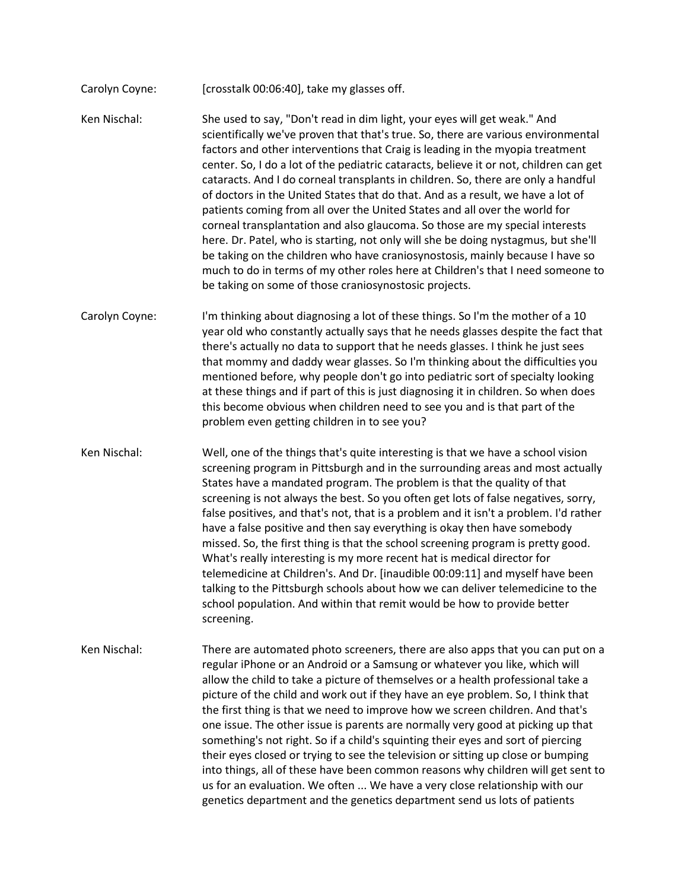Carolyn Coyne: [crosstalk 00:06:40], take my glasses off.

Ken Nischal: She used to say, "Don't read in dim light, your eyes will get weak." And scientifically we've proven that that's true. So, there are various environmental factors and other interventions that Craig is leading in the myopia treatment center. So, I do a lot of the pediatric cataracts, believe it or not, children can get cataracts. And I do corneal transplants in children. So, there are only a handful of doctors in the United States that do that. And as a result, we have a lot of patients coming from all over the United States and all over the world for corneal transplantation and also glaucoma. So those are my special interests here. Dr. Patel, who is starting, not only will she be doing nystagmus, but she'll be taking on the children who have craniosynostosis, mainly because I have so much to do in terms of my other roles here at Children's that I need someone to be taking on some of those craniosynostosic projects.

Carolyn Coyne: I'm thinking about diagnosing a lot of these things. So I'm the mother of a 10 year old who constantly actually says that he needs glasses despite the fact that there's actually no data to support that he needs glasses. I think he just sees that mommy and daddy wear glasses. So I'm thinking about the difficulties you mentioned before, why people don't go into pediatric sort of specialty looking at these things and if part of this is just diagnosing it in children. So when does this become obvious when children need to see you and is that part of the problem even getting children in to see you?

Ken Nischal: Well, one of the things that's quite interesting is that we have a school vision screening program in Pittsburgh and in the surrounding areas and most actually States have a mandated program. The problem is that the quality of that screening is not always the best. So you often get lots of false negatives, sorry, false positives, and that's not, that is a problem and it isn't a problem. I'd rather have a false positive and then say everything is okay then have somebody missed. So, the first thing is that the school screening program is pretty good. What's really interesting is my more recent hat is medical director for telemedicine at Children's. And Dr. [inaudible 00:09:11] and myself have been talking to the Pittsburgh schools about how we can deliver telemedicine to the school population. And within that remit would be how to provide better screening.

Ken Nischal: There are automated photo screeners, there are also apps that you can put on a regular iPhone or an Android or a Samsung or whatever you like, which will allow the child to take a picture of themselves or a health professional take a picture of the child and work out if they have an eye problem. So, I think that the first thing is that we need to improve how we screen children. And that's one issue. The other issue is parents are normally very good at picking up that something's not right. So if a child's squinting their eyes and sort of piercing their eyes closed or trying to see the television or sitting up close or bumping into things, all of these have been common reasons why children will get sent to us for an evaluation. We often ... We have a very close relationship with our genetics department and the genetics department send us lots of patients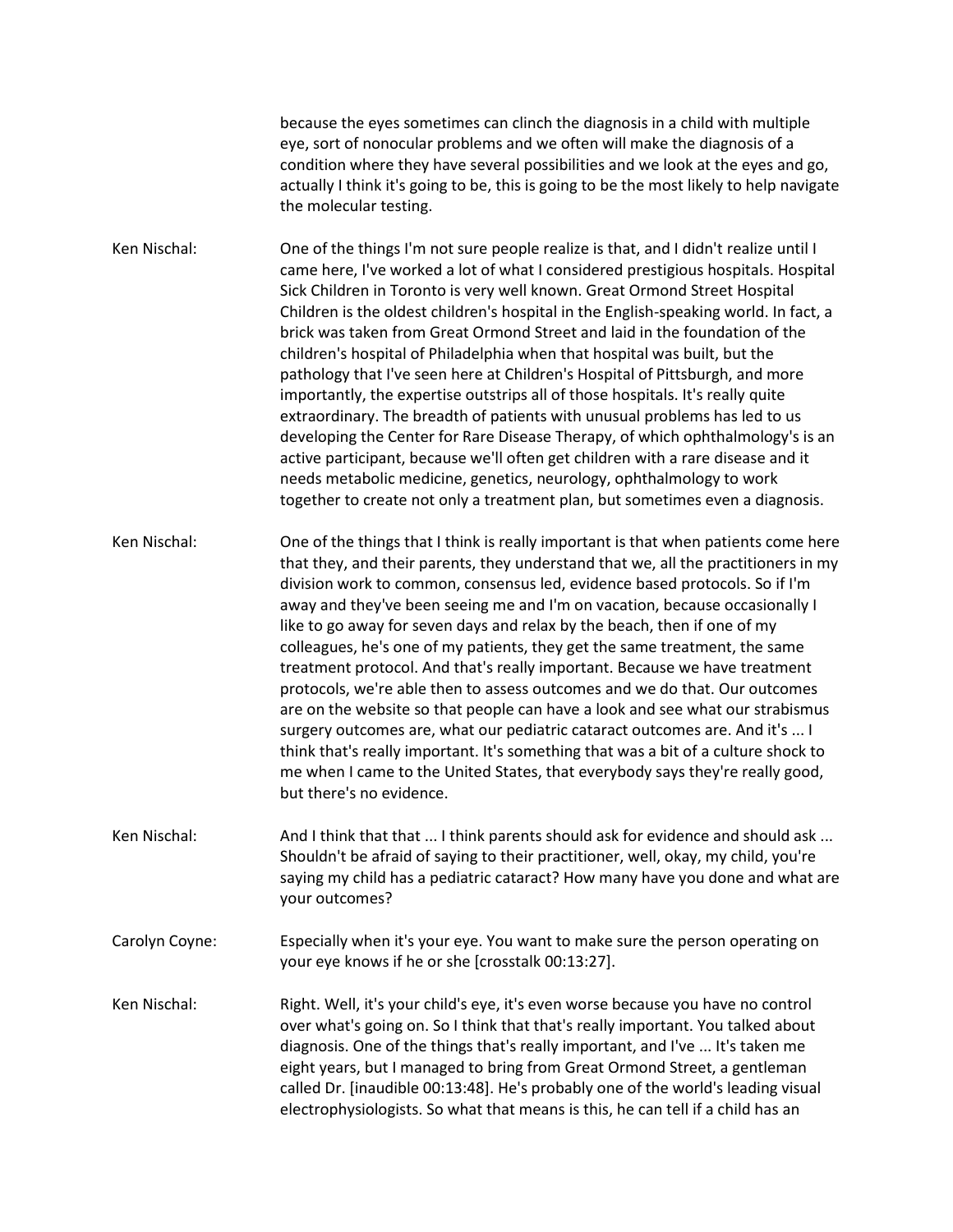because the eyes sometimes can clinch the diagnosis in a child with multiple eye, sort of nonocular problems and we often will make the diagnosis of a condition where they have several possibilities and we look at the eyes and go, actually I think it's going to be, this is going to be the most likely to help navigate the molecular testing.

Ken Nischal: One of the things I'm not sure people realize is that, and I didn't realize until I came here, I've worked a lot of what I considered prestigious hospitals. Hospital Sick Children in Toronto is very well known. Great Ormond Street Hospital Children is the oldest children's hospital in the English-speaking world. In fact, a brick was taken from Great Ormond Street and laid in the foundation of the children's hospital of Philadelphia when that hospital was built, but the pathology that I've seen here at Children's Hospital of Pittsburgh, and more importantly, the expertise outstrips all of those hospitals. It's really quite extraordinary. The breadth of patients with unusual problems has led to us developing the Center for Rare Disease Therapy, of which ophthalmology's is an active participant, because we'll often get children with a rare disease and it needs metabolic medicine, genetics, neurology, ophthalmology to work together to create not only a treatment plan, but sometimes even a diagnosis.

Ken Nischal: One of the things that I think is really important is that when patients come here that they, and their parents, they understand that we, all the practitioners in my division work to common, consensus led, evidence based protocols. So if I'm away and they've been seeing me and I'm on vacation, because occasionally I like to go away for seven days and relax by the beach, then if one of my colleagues, he's one of my patients, they get the same treatment, the same treatment protocol. And that's really important. Because we have treatment protocols, we're able then to assess outcomes and we do that. Our outcomes are on the website so that people can have a look and see what our strabismus surgery outcomes are, what our pediatric cataract outcomes are. And it's ... I think that's really important. It's something that was a bit of a culture shock to me when I came to the United States, that everybody says they're really good, but there's no evidence.

Ken Nischal: And I think that that ... I think parents should ask for evidence and should ask ... Shouldn't be afraid of saying to their practitioner, well, okay, my child, you're saying my child has a pediatric cataract? How many have you done and what are your outcomes?

Carolyn Coyne: Especially when it's your eye. You want to make sure the person operating on your eye knows if he or she [crosstalk 00:13:27].

Ken Nischal: Right. Well, it's your child's eye, it's even worse because you have no control over what's going on. So I think that that's really important. You talked about diagnosis. One of the things that's really important, and I've ... It's taken me eight years, but I managed to bring from Great Ormond Street, a gentleman called Dr. [inaudible 00:13:48]. He's probably one of the world's leading visual electrophysiologists. So what that means is this, he can tell if a child has an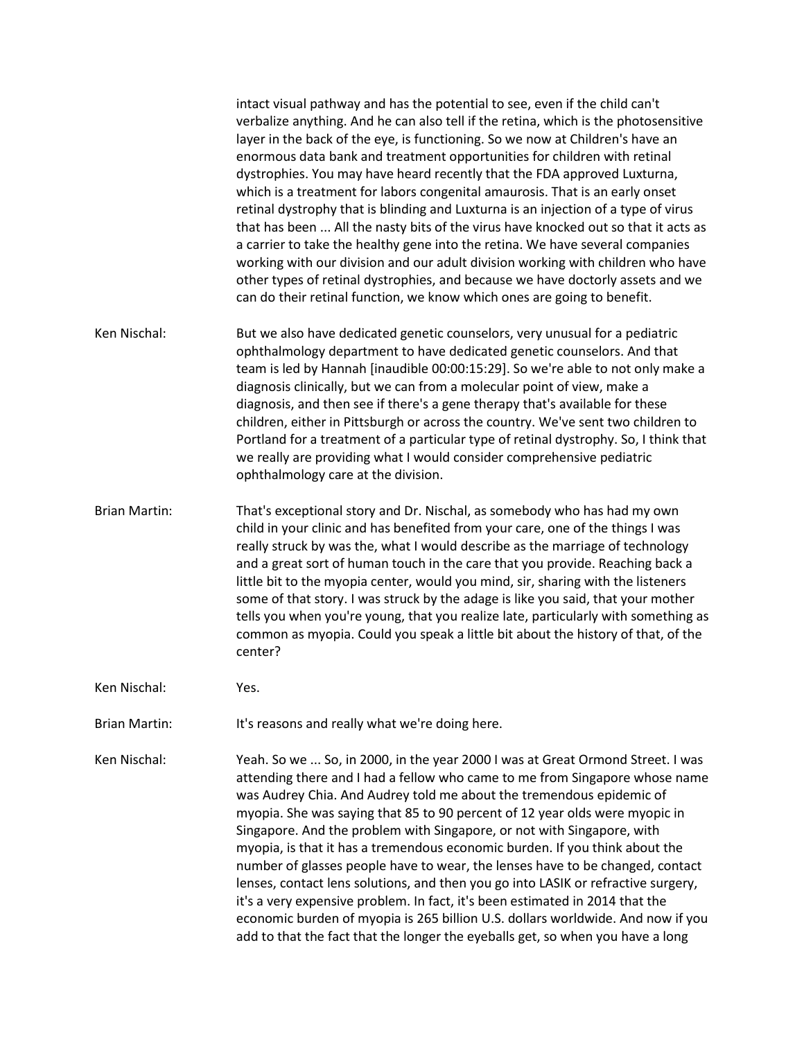intact visual pathway and has the potential to see, even if the child can't verbalize anything. And he can also tell if the retina, which is the photosensitive layer in the back of the eye, is functioning. So we now at Children's have an enormous data bank and treatment opportunities for children with retinal dystrophies. You may have heard recently that the FDA approved Luxturna, which is a treatment for labors congenital amaurosis. That is an early onset retinal dystrophy that is blinding and Luxturna is an injection of a type of virus that has been ... All the nasty bits of the virus have knocked out so that it acts as a carrier to take the healthy gene into the retina. We have several companies working with our division and our adult division working with children who have other types of retinal dystrophies, and because we have doctorly assets and we can do their retinal function, we know which ones are going to benefit.

Ken Nischal: But we also have dedicated genetic counselors, very unusual for a pediatric ophthalmology department to have dedicated genetic counselors. And that team is led by Hannah [inaudible 00:00:15:29]. So we're able to not only make a diagnosis clinically, but we can from a molecular point of view, make a diagnosis, and then see if there's a gene therapy that's available for these children, either in Pittsburgh or across the country. We've sent two children to Portland for a treatment of a particular type of retinal dystrophy. So, I think that we really are providing what I would consider comprehensive pediatric ophthalmology care at the division.

Brian Martin: That's exceptional story and Dr. Nischal, as somebody who has had my own child in your clinic and has benefited from your care, one of the things I was really struck by was the, what I would describe as the marriage of technology and a great sort of human touch in the care that you provide. Reaching back a little bit to the myopia center, would you mind, sir, sharing with the listeners some of that story. I was struck by the adage is like you said, that your mother tells you when you're young, that you realize late, particularly with something as common as myopia. Could you speak a little bit about the history of that, of the center?

Ken Nischal: Yes.

Brian Martin: It's reasons and really what we're doing here.

Ken Nischal: Yeah. So we ... So, in 2000, in the year 2000 I was at Great Ormond Street. I was attending there and I had a fellow who came to me from Singapore whose name was Audrey Chia. And Audrey told me about the tremendous epidemic of myopia. She was saying that 85 to 90 percent of 12 year olds were myopic in Singapore. And the problem with Singapore, or not with Singapore, with myopia, is that it has a tremendous economic burden. If you think about the number of glasses people have to wear, the lenses have to be changed, contact lenses, contact lens solutions, and then you go into LASIK or refractive surgery, it's a very expensive problem. In fact, it's been estimated in 2014 that the economic burden of myopia is 265 billion U.S. dollars worldwide. And now if you add to that the fact that the longer the eyeballs get, so when you have a long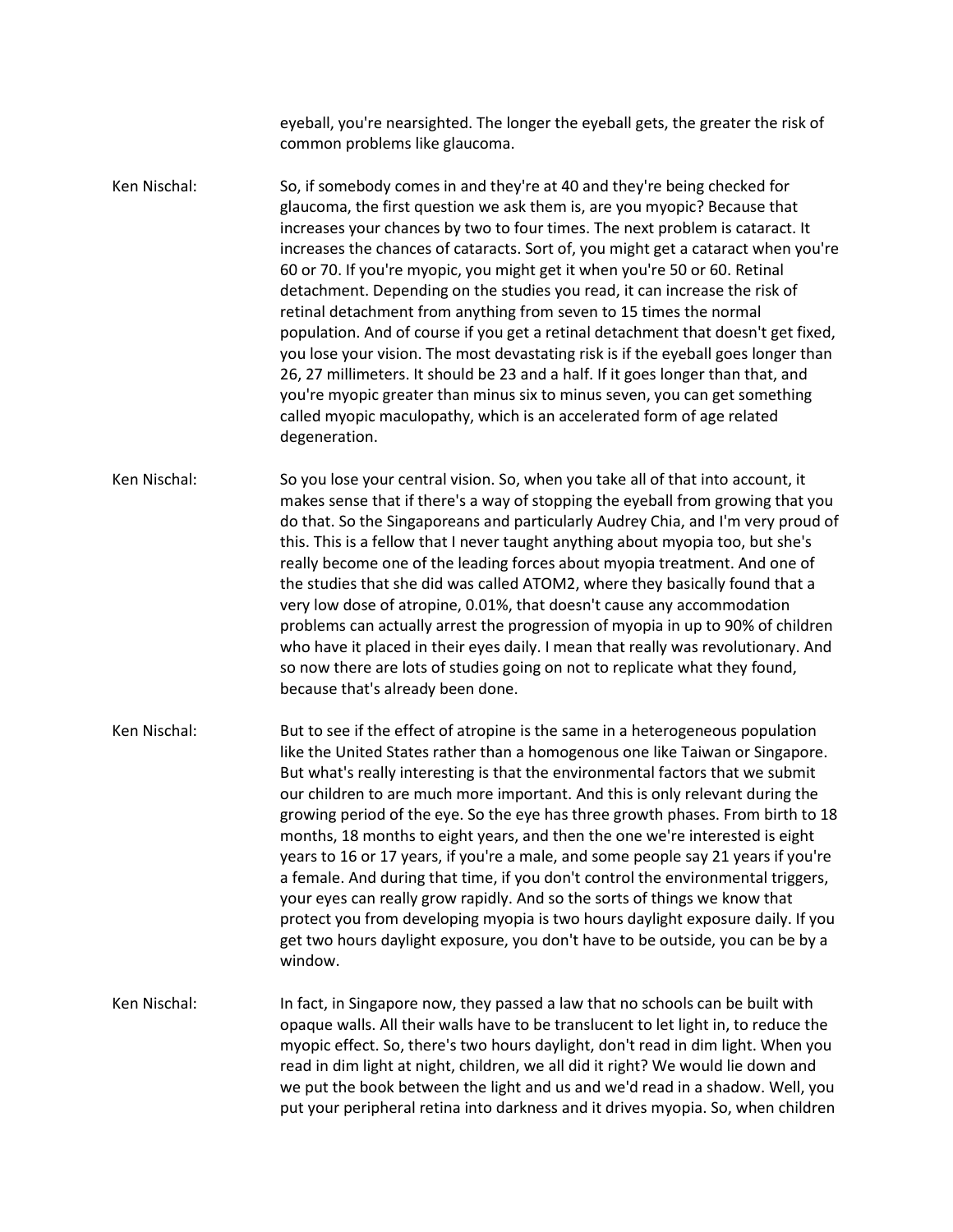eyeball, you're nearsighted. The longer the eyeball gets, the greater the risk of common problems like glaucoma.

Ken Nischal: So, if somebody comes in and they're at 40 and they're being checked for glaucoma, the first question we ask them is, are you myopic? Because that increases your chances by two to four times. The next problem is cataract. It increases the chances of cataracts. Sort of, you might get a cataract when you're 60 or 70. If you're myopic, you might get it when you're 50 or 60. Retinal detachment. Depending on the studies you read, it can increase the risk of retinal detachment from anything from seven to 15 times the normal population. And of course if you get a retinal detachment that doesn't get fixed, you lose your vision. The most devastating risk is if the eyeball goes longer than 26, 27 millimeters. It should be 23 and a half. If it goes longer than that, and you're myopic greater than minus six to minus seven, you can get something called myopic maculopathy, which is an accelerated form of age related degeneration.

Ken Nischal: So you lose your central vision. So, when you take all of that into account, it makes sense that if there's a way of stopping the eyeball from growing that you do that. So the Singaporeans and particularly Audrey Chia, and I'm very proud of this. This is a fellow that I never taught anything about myopia too, but she's really become one of the leading forces about myopia treatment. And one of the studies that she did was called ATOM2, where they basically found that a very low dose of atropine, 0.01%, that doesn't cause any accommodation problems can actually arrest the progression of myopia in up to 90% of children who have it placed in their eyes daily. I mean that really was revolutionary. And so now there are lots of studies going on not to replicate what they found, because that's already been done.

Ken Nischal: But to see if the effect of atropine is the same in a heterogeneous population like the United States rather than a homogenous one like Taiwan or Singapore. But what's really interesting is that the environmental factors that we submit our children to are much more important. And this is only relevant during the growing period of the eye. So the eye has three growth phases. From birth to 18 months, 18 months to eight years, and then the one we're interested is eight years to 16 or 17 years, if you're a male, and some people say 21 years if you're a female. And during that time, if you don't control the environmental triggers, your eyes can really grow rapidly. And so the sorts of things we know that protect you from developing myopia is two hours daylight exposure daily. If you get two hours daylight exposure, you don't have to be outside, you can be by a window.

Ken Nischal: In fact, in Singapore now, they passed a law that no schools can be built with opaque walls. All their walls have to be translucent to let light in, to reduce the myopic effect. So, there's two hours daylight, don't read in dim light. When you read in dim light at night, children, we all did it right? We would lie down and we put the book between the light and us and we'd read in a shadow. Well, you put your peripheral retina into darkness and it drives myopia. So, when children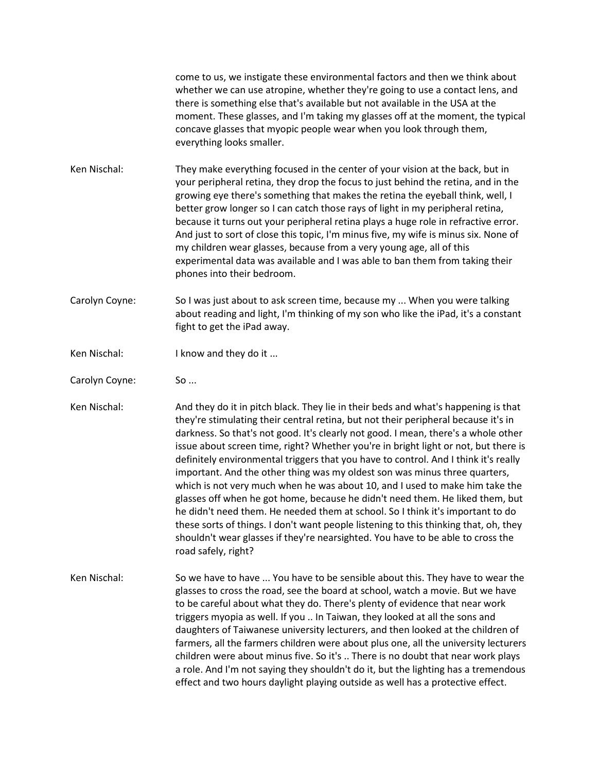come to us, we instigate these environmental factors and then we think about whether we can use atropine, whether they're going to use a contact lens, and there is something else that's available but not available in the USA at the moment. These glasses, and I'm taking my glasses off at the moment, the typical concave glasses that myopic people wear when you look through them, everything looks smaller.

Ken Nischal: They make everything focused in the center of your vision at the back, but in your peripheral retina, they drop the focus to just behind the retina, and in the growing eye there's something that makes the retina the eyeball think, well, I better grow longer so I can catch those rays of light in my peripheral retina, because it turns out your peripheral retina plays a huge role in refractive error. And just to sort of close this topic, I'm minus five, my wife is minus six. None of my children wear glasses, because from a very young age, all of this experimental data was available and I was able to ban them from taking their phones into their bedroom.

Carolyn Coyne: So I was just about to ask screen time, because my ... When you were talking about reading and light, I'm thinking of my son who like the iPad, it's a constant fight to get the iPad away.

Ken Nischal: I know and they do it ...

Carolyn Coyne: So ...

Ken Nischal: And they do it in pitch black. They lie in their beds and what's happening is that they're stimulating their central retina, but not their peripheral because it's in darkness. So that's not good. It's clearly not good. I mean, there's a whole other issue about screen time, right? Whether you're in bright light or not, but there is definitely environmental triggers that you have to control. And I think it's really important. And the other thing was my oldest son was minus three quarters, which is not very much when he was about 10, and I used to make him take the glasses off when he got home, because he didn't need them. He liked them, but he didn't need them. He needed them at school. So I think it's important to do these sorts of things. I don't want people listening to this thinking that, oh, they shouldn't wear glasses if they're nearsighted. You have to be able to cross the road safely, right?

Ken Nischal: So we have to have ... You have to be sensible about this. They have to wear the glasses to cross the road, see the board at school, watch a movie. But we have to be careful about what they do. There's plenty of evidence that near work triggers myopia as well. If you .. In Taiwan, they looked at all the sons and daughters of Taiwanese university lecturers, and then looked at the children of farmers, all the farmers children were about plus one, all the university lecturers children were about minus five. So it's .. There is no doubt that near work plays a role. And I'm not saying they shouldn't do it, but the lighting has a tremendous effect and two hours daylight playing outside as well has a protective effect.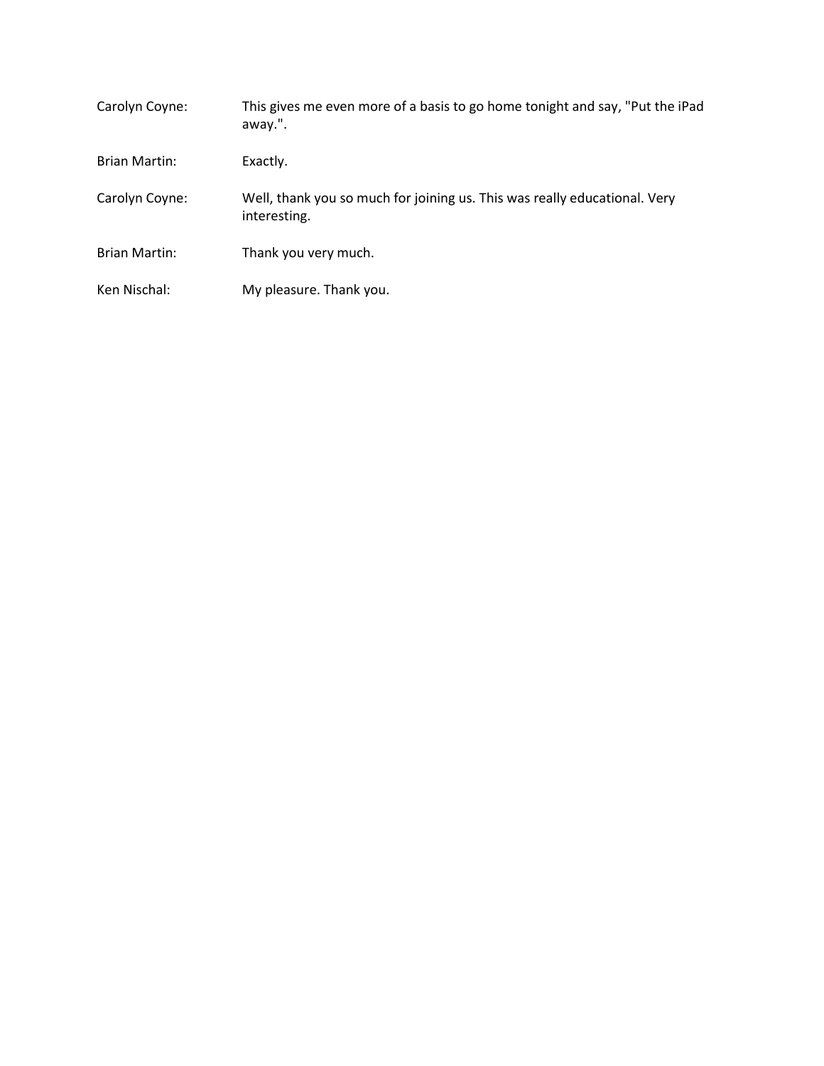Carolyn Coyne: This gives me even more of a basis to go home tonight and say, "Put the iPad away.".

Brian Martin: Exactly.

Carolyn Coyne: Well, thank you so much for joining us. This was really educational. Very interesting.

Brian Martin: Thank you very much.

Ken Nischal: My pleasure. Thank you.